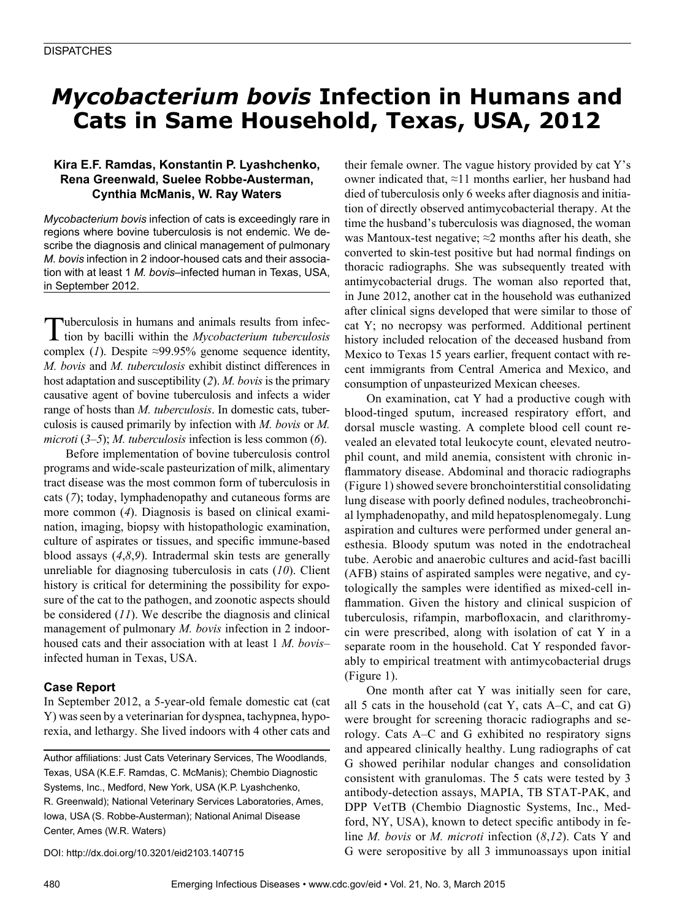# *Mycobacterium bovis* Infection in Humans and Cats in Same Household, Texas, USA, 2012

**Kira E.F. Ramdas, Konstantin P. Lyashchenko, Rena Greenwald, Suelee Robbe-Austerman, Cynthia McManis, W. Ray Waters**

*Mycobacterium bovis* infection of cats is exceedingly rare in regions where bovine tuberculosis is not endemic. We describe the diagnosis and clinical management of pulmonary *M. bovis* infection in 2 indoor-housed cats and their association with at least 1 *M. bovis*–infected human in Texas, USA, in September 2012.

Tuberculosis in humans and animals results from infection by bacilli within the *Mycobacterium tuberculosis* complex (*1*). Despite ≈99.95% genome sequence identity, *M. bovis* and *M. tuberculosis* exhibit distinct differences in host adaptation and susceptibility (*2*). *M. bovis* is the primary causative agent of bovine tuberculosis and infects a wider range of hosts than *M. tuberculosis*. In domestic cats, tuberculosis is caused primarily by infection with *M. bovis* or *M. microti* (*3–5*); *M. tuberculosis* infection is less common (*6*).

Before implementation of bovine tuberculosis control programs and wide-scale pasteurization of milk, alimentary tract disease was the most common form of tuberculosis in cats (*7*); today, lymphadenopathy and cutaneous forms are more common (*4*). Diagnosis is based on clinical examination, imaging, biopsy with histopathologic examination, culture of aspirates or tissues, and specific immune-based blood assays (*4*,*8*,*9*). Intradermal skin tests are generally unreliable for diagnosing tuberculosis in cats (*10*). Client history is critical for determining the possibility for exposure of the cat to the pathogen, and zoonotic aspects should be considered (*11*). We describe the diagnosis and clinical management of pulmonary *M. bovis* infection in 2 indoor-housed cats and their association with at least 1 *M. bovis*–infected human in Texas, USA.

### Case Report

In September 2012, a 5-year-old female domestic cat (cat Y) was seen by a veterinarian for dyspnea, tachypnea, hyporexia, and lethargy. She lived indoors with 4 other cats and their female owner. The vague history provided by cat Y's owner indicated that, ≈11 months earlier, her husband had died of tuberculosis only 6 weeks after diagnosis and initiation of directly observed antimycobacterial therapy. At the time the husband's tuberculosis was diagnosed, the woman was Mantoux-test negative; ≈2 months after his death, she converted to skin-test positive but had normal findings on thoracic radiographs. She was subsequently treated with antimycobacterial drugs. The woman also reported that, in June 2012, another cat in the household was euthanized after clinical signs developed that were similar to those of cat Y; no necropsy was performed. Additional pertinent history included relocation of the deceased husband from Mexico to Texas 15 years earlier, frequent contact with recent immigrants from Central America and Mexico, and consumption of unpasteurized Mexican cheeses.

On examination, cat Y had a productive cough with blood-tinged sputum, increased respiratory effort, and dorsal muscle wasting. A complete blood cell count revealed an elevated total leukocyte count, elevated neutrophil count, and mild anemia, consistent with chronic inflammatory disease. Abdominal and thoracic radiographs (Figure 1) showed severe bronchointerstitial consolidating lung disease with poorly defined nodules, tracheobronchial lymphadenopathy, and mild hepatosplenomegaly. Lung aspiration and cultures were performed under general anesthesia. Bloody sputum was noted in the endotracheal tube. Aerobic and anaerobic cultures and acid-fast bacilli (AFB) stains of aspirated samples were negative, and cytologically the samples were identified as mixed-cell inflammation. Given the history and clinical suspicion of tuberculosis, rifampin, marbofloxacin, and clarithromycin were prescribed, along with isolation of cat Y in a separate room in the household. Cat Y responded favorably to empirical treatment with antimycobacterial drugs (Figure 1).

One month after cat Y was initially seen for care, all 5 cats in the household (cat Y, cats A–C, and cat G) were brought for screening thoracic radiographs and serology. Cats A–C and G exhibited no respiratory signs and appeared clinically healthy. Lung radiographs of cat G showed perihilar nodular changes and consolidation consistent with granulomas. The 5 cats were tested by 3 antibody-detection assays, MAPIA, TB STAT-PAK, and DPP VetTB (Chembio Diagnostic Systems, Inc., Medford, NY, USA), known to detect specific antibody in feline *M. bovis* or *M. microti* infection (*8*,*12*). Cats Y and G were seropositive by all 3 immunoassays upon initial

Author affiliations: Just Cats Veterinary Services, The Woodlands, Texas, USA (K.E.F. Ramdas, C. McManis); Chembio Diagnostic Systems, Inc., Medford, New York, USA (K.P. Lyashchenko, R. Greenwald); National Veterinary Services Laboratories, Ames, Iowa, USA (S. Robbe-Austerman); National Animal Disease Center, Ames (W.R. Waters)

DOI: http://dx.doi.org/10.3201/eid2103.140715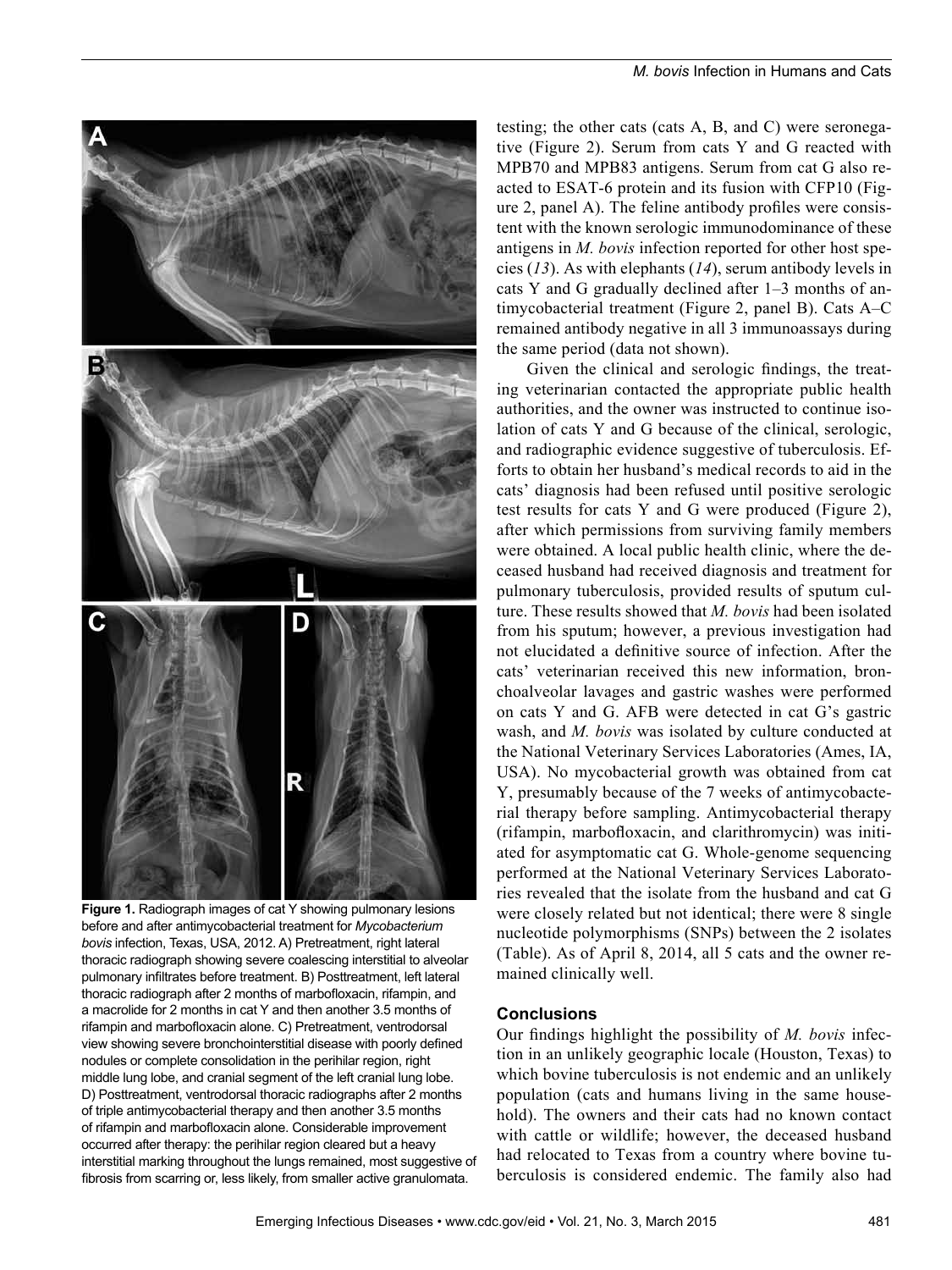**Figure 1.** Radiograph images of cat Y showing pulmonary lesions before and after antimycobacterial treatment for *Mycobacterium bovis* infection, Texas, USA, 2012. A) Pretreatment, right lateral thoracic radiograph showing severe coalescing interstitial to alveolar pulmonary infiltrates before treatment. B) Posttreatment, left lateral thoracic radiograph after 2 months of marbofloxacin, rifampin, and a macrolide for 2 months in cat Y and then another 3.5 months of rifampin and marbofloxacin alone. C) Pretreatment, ventrodorsal view showing severe bronchointerstitial disease with poorly defined nodules or complete consolidation in the perihilar region, right middle lung lobe, and cranial segment of the left cranial lung lobe. D) Posttreatment, ventrodorsal thoracic radiographs after 2 months of triple antimycobacterial therapy and then another 3.5 months of rifampin and marbofloxacin alone. Considerable improvement occurred after therapy: the perihilar region cleared but a heavy interstitial marking throughout the lungs remained, most suggestive of fibrosis from scarring or, less likely, from smaller active granulomata.

testing; the other cats (cats A, B, and C) were seronegative (Figure 2). Serum from cats Y and G reacted with MPB70 and MPB83 antigens. Serum from cat G also reacted to ESAT-6 protein and its fusion with CFP10 (Figure 2, panel A). The feline antibody profiles were consistent with the known serologic immunodominance of these antigens in *M. bovis* infection reported for other host species (*13*). As with elephants (*14*), serum antibody levels in cats Y and G gradually declined after 1–3 months of antimycobacterial treatment (Figure 2, panel B). Cats A–C remained antibody negative in all 3 immunoassays during the same period (data not shown).

Given the clinical and serologic findings, the treating veterinarian contacted the appropriate public health authorities, and the owner was instructed to continue isolation of cats Y and G because of the clinical, serologic, and radiographic evidence suggestive of tuberculosis. Efforts to obtain her husband's medical records to aid in the cats' diagnosis had been refused until positive serologic test results for cats Y and G were produced (Figure 2), after which permissions from surviving family members were obtained. A local public health clinic, where the deceased husband had received diagnosis and treatment for pulmonary tuberculosis, provided results of sputum culture. These results showed that *M. bovis* had been isolated from his sputum; however, a previous investigation had not elucidated a definitive source of infection. After the cats' veterinarian received this new information, bronchoalveolar lavages and gastric washes were performed on cats Y and G. AFB were detected in cat G's gastric wash, and *M. bovis* was isolated by culture conducted at the National Veterinary Services Laboratories (Ames, IA, USA). No mycobacterial growth was obtained from cat Y, presumably because of the 7 weeks of antimycobacterial therapy before sampling. Antimycobacterial therapy (rifampin, marbofloxacin, and clarithromycin) was initiated for asymptomatic cat G. Whole-genome sequencing performed at the National Veterinary Services Laboratories revealed that the isolate from the husband and cat G were closely related but not identical; there were 8 single nucleotide polymorphisms (SNPs) between the 2 isolates (Table). As of April 8, 2014, all 5 cats and the owner remained clinically well.

## Conclusions

Our findings highlight the possibility of *M. bovis* infection in an unlikely geographic locale (Houston, Texas) to which bovine tuberculosis is not endemic and an unlikely population (cats and humans living in the same household). The owners and their cats had no known contact with cattle or wildlife; however, the deceased husband had relocated to Texas from a country where bovine tuberculosis is considered endemic. The family also had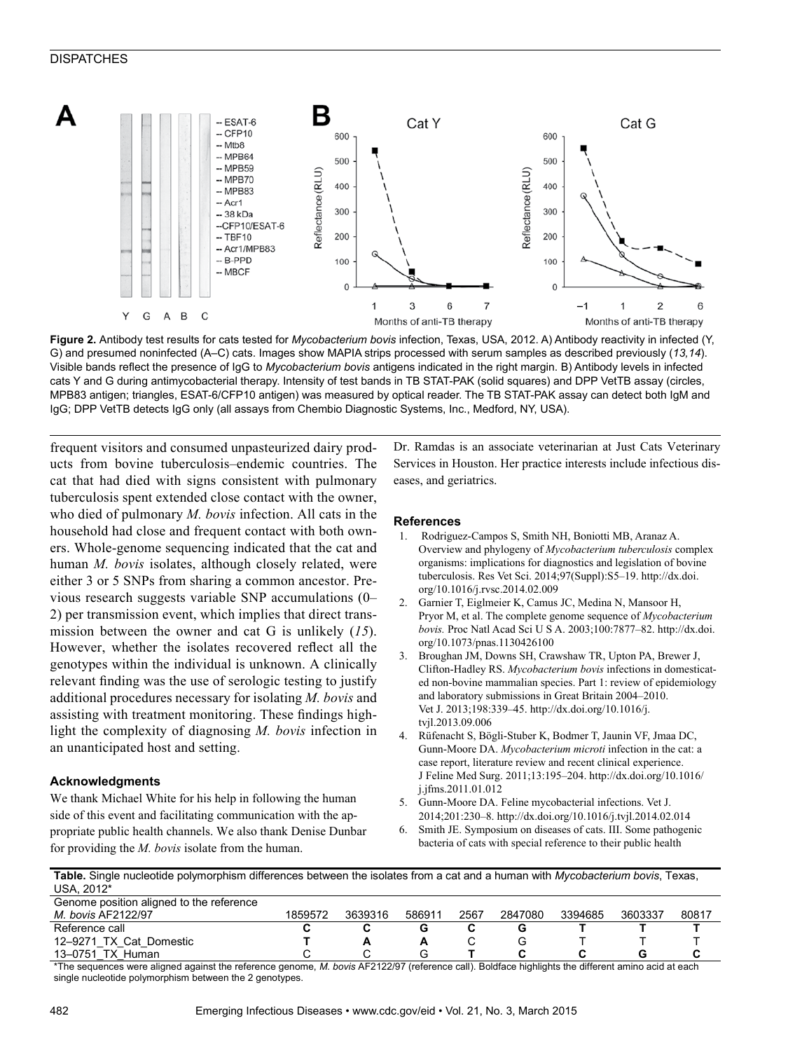A

-- ESAT-6
-- CFP10
-- Mtb8
-- MPB64
-- MPB59
-- MPB70
-- MPB83
-- Acr1
-- 38 kDa
--CFP10/ESAT-6
-- TBF10
-- Acr1/MPB83
-- B-PPD
-- MBCF

Y G A B C

B

Cat Y

Reflectance (RLU)

600
500
400
300
200
100
0

1 3 6 7

Months of anti-TB therapy

Cat G

Reflectance (RLU)

600
500
400
300
200
100
0

−1 1 2 6

Months of anti-TB therapy

**Figure 2.** Antibody test results for cats tested for *Mycobacterium bovis* infection, Texas, USA, 2012. A) Antibody reactivity in infected (Y, G) and presumed noninfected (A–C) cats. Images show MAPIA strips processed with serum samples as described previously (*13,14*). Visible bands reflect the presence of IgG to *Mycobacterium bovis* antigens indicated in the right margin. B) Antibody levels in infected cats Y and G during antimycobacterial therapy. Intensity of test bands in TB STAT-PAK (solid squares) and DPP VetTB assay (circles, MPB83 antigen; triangles, ESAT-6/CFP10 antigen) was measured by optical reader. The TB STAT-PAK assay can detect both IgM and IgG; DPP VetTB detects IgG only (all assays from Chembio Diagnostic Systems, Inc., Medford, NY, USA).

frequent visitors and consumed unpasteurized dairy products from bovine tuberculosis–endemic countries. The cat that had died with signs consistent with pulmonary tuberculosis spent extended close contact with the owner, who died of pulmonary *M. bovis* infection. All cats in the household had close and frequent contact with both owners. Whole-genome sequencing indicated that the cat and human *M. bovis* isolates, although closely related, were either 3 or 5 SNPs from sharing a common ancestor. Previous research suggests variable SNP accumulations (0–2) per transmission event, which implies that direct transmission between the owner and cat G is unlikely (*15*). However, whether the isolates recovered reflect all the genotypes within the individual is unknown. A clinically relevant finding was the use of serologic testing to justify additional procedures necessary for isolating *M. bovis* and assisting with treatment monitoring. These findings highlight the complexity of diagnosing *M. bovis* infection in an unanticipated host and setting.

### Acknowledgments

We thank Michael White for his help in following the human side of this event and facilitating communication with the appropriate public health channels. We also thank Denise Dunbar for providing the *M. bovis* isolate from the human.

Dr. Ramdas is an associate veterinarian at Just Cats Veterinary Services in Houston. Her practice interests include infectious diseases, and geriatrics.

### References

1. Rodriguez-Campos S, Smith NH, Boniotti MB, Aranaz A. Overview and phylogeny of *Mycobacterium tuberculosis* complex organisms: implications for diagnostics and legislation of bovine tuberculosis. Res Vet Sci. 2014;97(Suppl):S5–19. http://dx.doi.org/10.1016/j.rvsc.2014.02.009
2. Garnier T, Eiglmeier K, Camus JC, Medina N, Mansoor H, Pryor M, et al. The complete genome sequence of *Mycobacterium bovis.* Proc Natl Acad Sci U S A. 2003;100:7877–82. http://dx.doi.org/10.1073/pnas.1130426100
3. Broughan JM, Downs SH, Crawshaw TR, Upton PA, Brewer J, Clifton-Hadley RS. *Mycobacterium bovis* infections in domesticated non-bovine mammalian species. Part 1: review of epidemiology and laboratory submissions in Great Britain 2004–2010. Vet J. 2013;198:339–45. http://dx.doi.org/10.1016/j.tvjl.2013.09.006
4. Rüfenacht S, Bögli-Stuber K, Bodmer T, Jaunin VF, Jmaa DC, Gunn-Moore DA. *Mycobacterium microti* infection in the cat: a case report, literature review and recent clinical experience. J Feline Med Surg. 2011;13:195–204. http://dx.doi.org/10.1016/j.jfms.2011.01.012
5. Gunn-Moore DA. Feline mycobacterial infections. Vet J. 2014;201:230–8. http://dx.doi.org/10.1016/j.tvjl.2014.02.014
6. Smith JE. Symposium on diseases of cats. III. Some pathogenic bacteria of cats with special reference to their public health

**Table.** Single nucleotide polymorphism differences between the isolates from a cat and a human with *Mycobacterium bovis*, Texas, USA, 2012*

| Genome position aligned to the reference *M. bovis* AF2122/97 | 1859572 | 3639316 | 586911 | 2567 | 2847080 | 3394685 | 3603337 | 80817 |
|---|---|---|---|---|---|---|---|---|
| Reference call | **C** | **C** | **G** | **C** | **G** | **T** | **T** | **T** |
| 12–9271_TX_Cat_Domestic | **T** | **A** | **A** | C | G | T | T | T |
| 13–0751_TX_Human | C | C | G | **T** | **C** | **C** | **G** | **C** |

*The sequences were aligned against the reference genome, *M. bovis* AF2122/97 (reference call). Boldface highlights the different amino acid at each single nucleotide polymorphism between the 2 genotypes.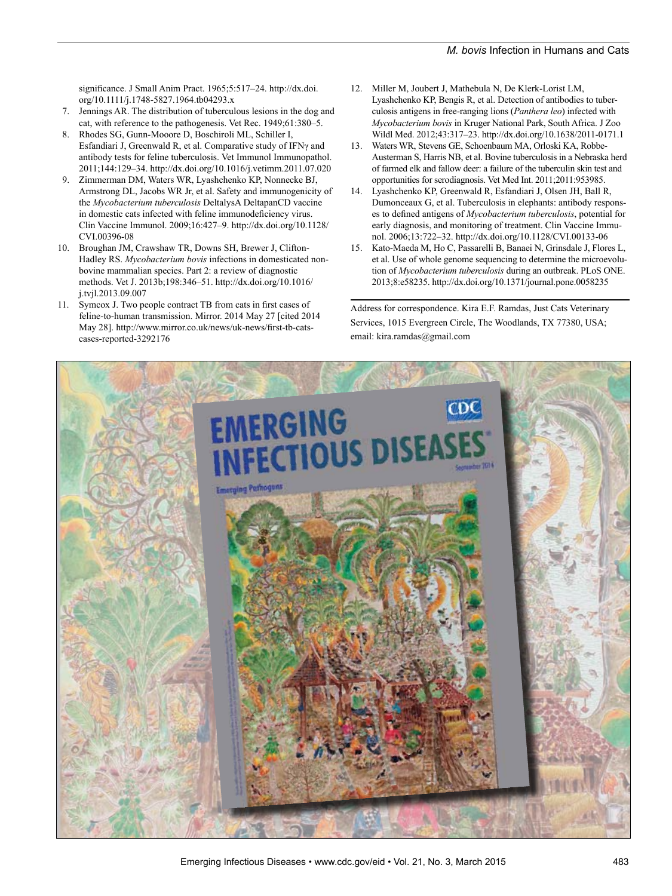significance. J Small Anim Pract. 1965;5:517–24. http://dx.doi.org/10.1111/j.1748-5827.1964.tb04293.x

7. Jennings AR. The distribution of tuberculous lesions in the dog and cat, with reference to the pathogenesis. Vet Rec. 1949;61:380–5.
8. Rhodes SG, Gunn-Mooore D, Boschiroli ML, Schiller I, Esfandiari J, Greenwald R, et al. Comparative study of IFNγ and antibody tests for feline tuberculosis. Vet Immunol Immunopathol. 2011;144:129–34. http://dx.doi.org/10.1016/j.vetimm.2011.07.020
9. Zimmerman DM, Waters WR, Lyashchenko KP, Nonnecke BJ, Armstrong DL, Jacobs WR Jr, et al. Safety and immunogenicity of the *Mycobacterium tuberculosis* DeltalysA DeltapanCD vaccine in domestic cats infected with feline immunodeficiency virus. Clin Vaccine Immunol. 2009;16:427–9. http://dx.doi.org/10.1128/CVI.00396-08
10. Broughan JM, Crawshaw TR, Downs SH, Brewer J, Clifton-Hadley RS. *Mycobacterium bovis* infections in domesticated non-bovine mammalian species. Part 2: a review of diagnostic methods. Vet J. 2013b;198:346–51. http://dx.doi.org/10.1016/j.tvjl.2013.09.007
11. Symcox J. Two people contract TB from cats in first cases of feline-to-human transmission. Mirror. 2014 May 27 [cited 2014 May 28]. http://www.mirror.co.uk/news/uk-news/first-tb-cats-cases-reported-3292176
12. Miller M, Joubert J, Mathebula N, De Klerk-Lorist LM, Lyashchenko KP, Bengis R, et al. Detection of antibodies to tuberculosis antigens in free-ranging lions (*Panthera leo*) infected with *Mycobacterium bovis* in Kruger National Park, South Africa. J Zoo Wildl Med. 2012;43:317–23. http://dx.doi.org/10.1638/2011-0171.1
13. Waters WR, Stevens GE, Schoenbaum MA, Orloski KA, Robbe-Austerman S, Harris NB, et al. Bovine tuberculosis in a Nebraska herd of farmed elk and fallow deer: a failure of the tuberculin skin test and opportunities for serodiagnosis. Vet Med Int. 2011;2011:953985.
14. Lyashchenko KP, Greenwald R, Esfandiari J, Olsen JH, Ball R, Dumonceaux G, et al. Tuberculosis in elephants: antibody responses to defined antigens of *Mycobacterium tuberculosis*, potential for early diagnosis, and monitoring of treatment. Clin Vaccine Immunol. 2006;13:722–32. http://dx.doi.org/10.1128/CVI.00133-06
15. Kato-Maeda M, Ho C, Passarelli B, Banaei N, Grinsdale J, Flores L, et al. Use of whole genome sequencing to determine the microevolution of *Mycobacterium tuberculosis* during an outbreak. PLoS ONE. 2013;8:e58235. http://dx.doi.org/10.1371/journal.pone.0058235

Address for correspondence. Kira E.F. Ramdas, Just Cats Veterinary Services, 1015 Evergreen Circle, The Woodlands, TX 77380, USA; email: kira.ramdas@gmail.com